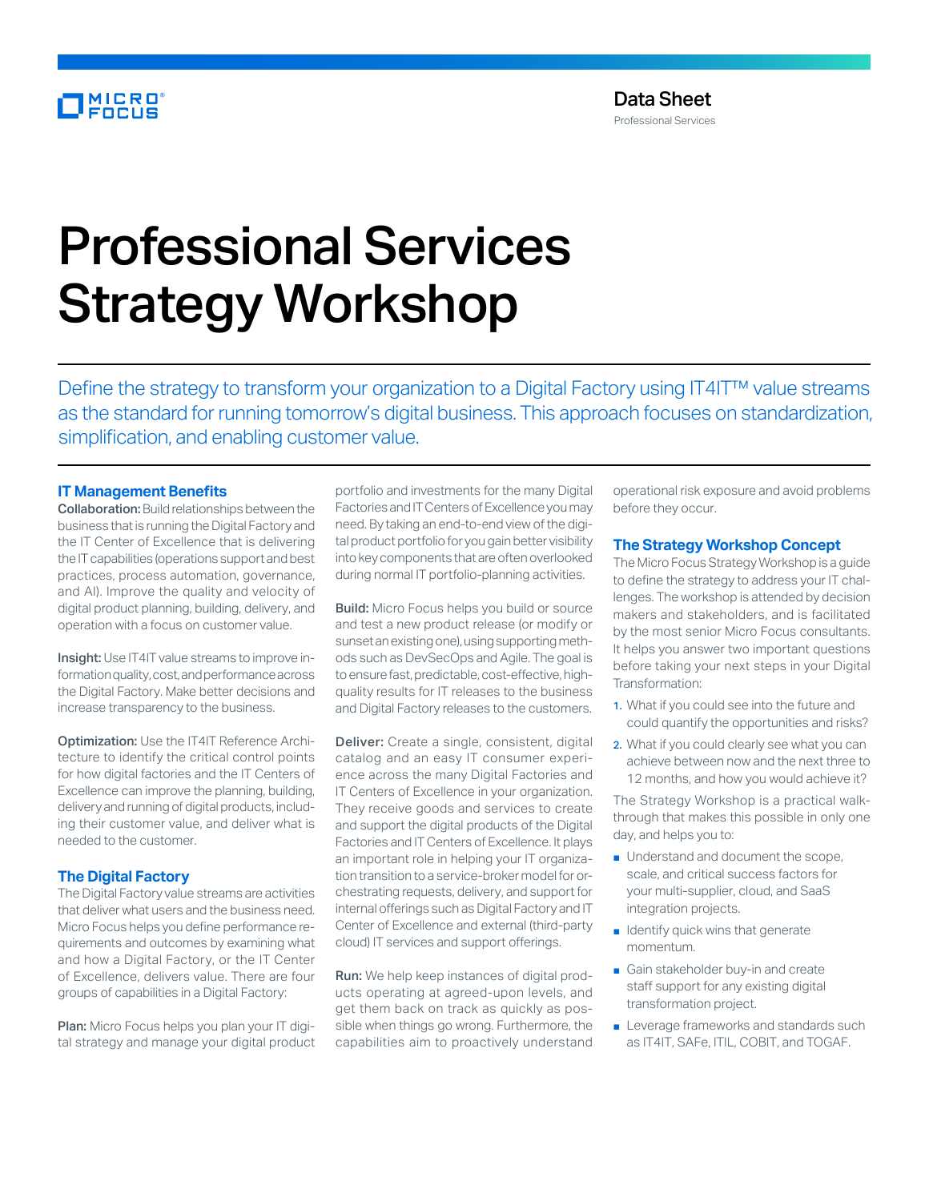Data Sheet
Professional Services

# Professional Services Strategy Workshop

Define the strategy to transform your organization to a Digital Factory using IT4IT™ value streams as the standard for running tomorrow's digital business. This approach focuses on standardization, simplification, and enabling customer value.

## IT Management Benefits

**Collaboration:** Build relationships between the business that is running the Digital Factory and the IT Center of Excellence that is delivering the IT capabilities (operations support and best practices, process automation, governance, and AI). Improve the quality and velocity of digital product planning, building, delivery, and operation with a focus on customer value.

**Insight:** Use IT4IT value streams to improve information quality, cost, and performance across the Digital Factory. Make better decisions and increase transparency to the business.

**Optimization:** Use the IT4IT Reference Architecture to identify the critical control points for how digital factories and the IT Centers of Excellence can improve the planning, building, delivery and running of digital products, including their customer value, and deliver what is needed to the customer.

## The Digital Factory

The Digital Factory value streams are activities that deliver what users and the business need. Micro Focus helps you define performance requirements and outcomes by examining what and how a Digital Factory, or the IT Center of Excellence, delivers value. There are four groups of capabilities in a Digital Factory:

**Plan:** Micro Focus helps you plan your IT digital strategy and manage your digital product portfolio and investments for the many Digital Factories and IT Centers of Excellence you may need. By taking an end-to-end view of the digital product portfolio for you gain better visibility into key components that are often overlooked during normal IT portfolio-planning activities.

**Build:** Micro Focus helps you build or source and test a new product release (or modify or sunset an existing one), using supporting methods such as DevSecOps and Agile. The goal is to ensure fast, predictable, cost-effective, high-quality results for IT releases to the business and Digital Factory releases to the customers.

**Deliver:** Create a single, consistent, digital catalog and an easy IT consumer experience across the many Digital Factories and IT Centers of Excellence in your organization. They receive goods and services to create and support the digital products of the Digital Factories and IT Centers of Excellence. It plays an important role in helping your IT organization transition to a service-broker model for orchestrating requests, delivery, and support for internal offerings such as Digital Factory and IT Center of Excellence and external (third-party cloud) IT services and support offerings.

**Run:** We help keep instances of digital products operating at agreed-upon levels, and get them back on track as quickly as possible when things go wrong. Furthermore, the capabilities aim to proactively understand operational risk exposure and avoid problems before they occur.

## The Strategy Workshop Concept

The Micro Focus Strategy Workshop is a guide to define the strategy to address your IT challenges. The workshop is attended by decision makers and stakeholders, and is facilitated by the most senior Micro Focus consultants. It helps you answer two important questions before taking your next steps in your Digital Transformation:

1. What if you could see into the future and could quantify the opportunities and risks?
2. What if you could clearly see what you can achieve between now and the next three to 12 months, and how you would achieve it?

The Strategy Workshop is a practical walk-through that makes this possible in only one day, and helps you to:

- Understand and document the scope, scale, and critical success factors for your multi-supplier, cloud, and SaaS integration projects.
- Identify quick wins that generate momentum.
- Gain stakeholder buy-in and create staff support for any existing digital transformation project.
- Leverage frameworks and standards such as IT4IT, SAFe, ITIL, COBIT, and TOGAF.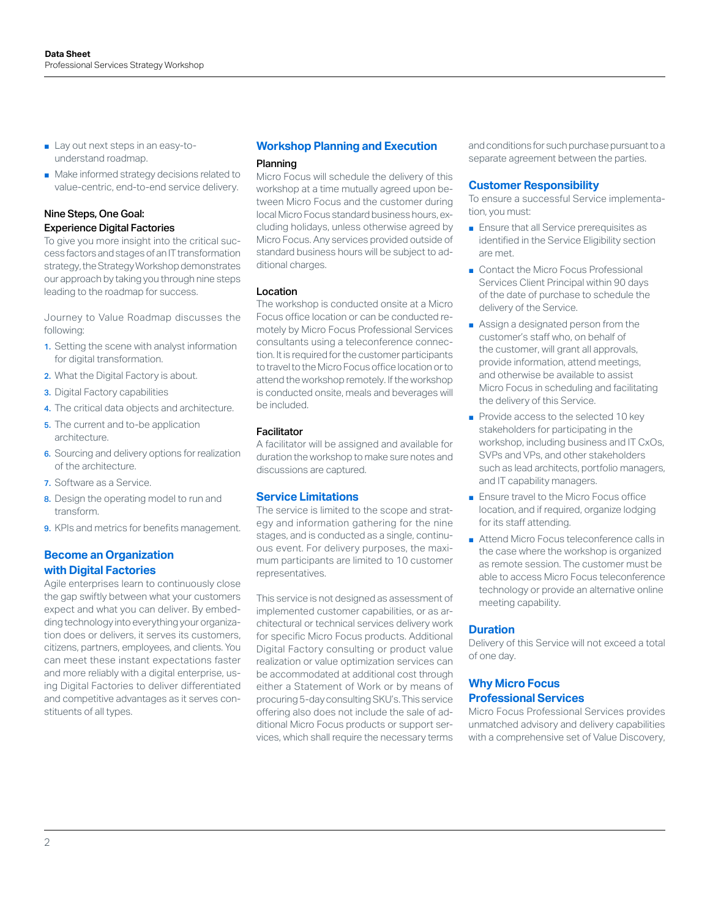- Lay out next steps in an easy-to-understand roadmap.
- Make informed strategy decisions related to value-centric, end-to-end service delivery.

### Nine Steps, One Goal: Experience Digital Factories

To give you more insight into the critical success factors and stages of an IT transformation strategy, the Strategy Workshop demonstrates our approach by taking you through nine steps leading to the roadmap for success.

Journey to Value Roadmap discusses the following:

1. Setting the scene with analyst information for digital transformation.
2. What the Digital Factory is about.
3. Digital Factory capabilities
4. The critical data objects and architecture.
5. The current and to-be application architecture.
6. Sourcing and delivery options for realization of the architecture.
7. Software as a Service.
8. Design the operating model to run and transform.
9. KPIs and metrics for benefits management.

## Become an Organization with Digital Factories

Agile enterprises learn to continuously close the gap swiftly between what your customers expect and what you can deliver. By embedding technology into everything your organization does or delivers, it serves its customers, citizens, partners, employees, and clients. You can meet these instant expectations faster and more reliably with a digital enterprise, using Digital Factories to deliver differentiated and competitive advantages as it serves constituents of all types.

## Workshop Planning and Execution

### Planning

Micro Focus will schedule the delivery of this workshop at a time mutually agreed upon between Micro Focus and the customer during local Micro Focus standard business hours, excluding holidays, unless otherwise agreed by Micro Focus. Any services provided outside of standard business hours will be subject to additional charges.

### Location

The workshop is conducted onsite at a Micro Focus office location or can be conducted remotely by Micro Focus Professional Services consultants using a teleconference connection. It is required for the customer participants to travel to the Micro Focus office location or to attend the workshop remotely. If the workshop is conducted onsite, meals and beverages will be included.

### Facilitator

A facilitator will be assigned and available for duration the workshop to make sure notes and discussions are captured.

## Service Limitations

The service is limited to the scope and strategy and information gathering for the nine stages, and is conducted as a single, continuous event. For delivery purposes, the maximum participants are limited to 10 customer representatives.

This service is not designed as assessment of implemented customer capabilities, or as architectural or technical services delivery work for specific Micro Focus products. Additional Digital Factory consulting or product value realization or value optimization services can be accommodated at additional cost through either a Statement of Work or by means of procuring 5-day consulting SKU's. This service offering also does not include the sale of additional Micro Focus products or support services, which shall require the necessary terms and conditions for such purchase pursuant to a separate agreement between the parties.

## Customer Responsibility

To ensure a successful Service implementation, you must:

- Ensure that all Service prerequisites as identified in the Service Eligibility section are met.
- Contact the Micro Focus Professional Services Client Principal within 90 days of the date of purchase to schedule the delivery of the Service.
- Assign a designated person from the customer's staff who, on behalf of the customer, will grant all approvals, provide information, attend meetings, and otherwise be available to assist Micro Focus in scheduling and facilitating the delivery of this Service.
- Provide access to the selected 10 key stakeholders for participating in the workshop, including business and IT CxOs, SVPs and VPs, and other stakeholders such as lead architects, portfolio managers, and IT capability managers.
- Ensure travel to the Micro Focus office location, and if required, organize lodging for its staff attending.
- Attend Micro Focus teleconference calls in the case where the workshop is organized as remote session. The customer must be able to access Micro Focus teleconference technology or provide an alternative online meeting capability.

## Duration

Delivery of this Service will not exceed a total of one day.

## Why Micro Focus Professional Services

Micro Focus Professional Services provides unmatched advisory and delivery capabilities with a comprehensive set of Value Discovery,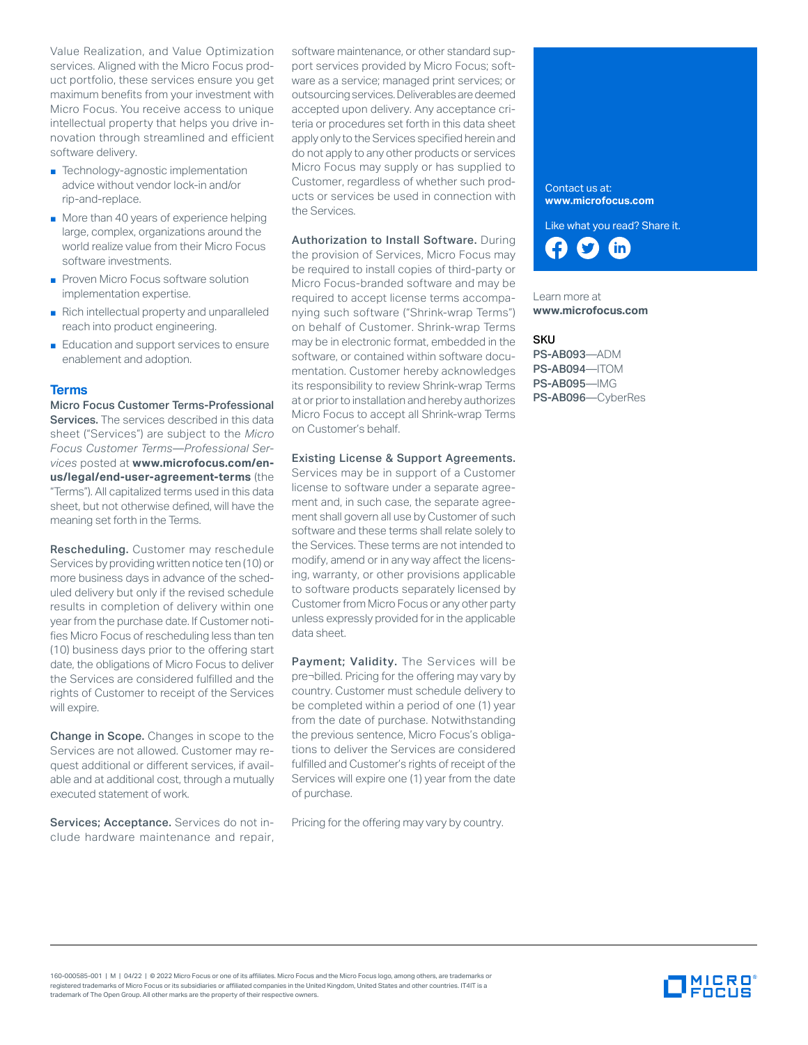Value Realization, and Value Optimization services. Aligned with the Micro Focus product portfolio, these services ensure you get maximum benefits from your investment with Micro Focus. You receive access to unique intellectual property that helps you drive innovation through streamlined and efficient software delivery.

- Technology-agnostic implementation advice without vendor lock-in and/or rip-and-replace.
- More than 40 years of experience helping large, complex, organizations around the world realize value from their Micro Focus software investments.
- Proven Micro Focus software solution implementation expertise.
- Rich intellectual property and unparalleled reach into product engineering.
- Education and support services to ensure enablement and adoption.

## Terms

**Micro Focus Customer Terms-Professional Services.** The services described in this data sheet ("Services") are subject to the *Micro Focus Customer Terms—Professional Services* posted at **www.microfocus.com/en-us/legal/end-user-agreement-terms** (the "Terms"). All capitalized terms used in this data sheet, but not otherwise defined, will have the meaning set forth in the Terms.

**Rescheduling.** Customer may reschedule Services by providing written notice ten (10) or more business days in advance of the scheduled delivery but only if the revised schedule results in completion of delivery within one year from the purchase date. If Customer notifies Micro Focus of rescheduling less than ten (10) business days prior to the offering start date, the obligations of Micro Focus to deliver the Services are considered fulfilled and the rights of Customer to receipt of the Services will expire.

**Change in Scope.** Changes in scope to the Services are not allowed. Customer may request additional or different services, if available and at additional cost, through a mutually executed statement of work.

**Services; Acceptance.** Services do not include hardware maintenance and repair, software maintenance, or other standard support services provided by Micro Focus; software as a service; managed print services; or outsourcing services. Deliverables are deemed accepted upon delivery. Any acceptance criteria or procedures set forth in this data sheet apply only to the Services specified herein and do not apply to any other products or services Micro Focus may supply or has supplied to Customer, regardless of whether such products or services be used in connection with the Services.

**Authorization to Install Software.** During the provision of Services, Micro Focus may be required to install copies of third-party or Micro Focus-branded software and may be required to accept license terms accompanying such software ("Shrink-wrap Terms") on behalf of Customer. Shrink-wrap Terms may be in electronic format, embedded in the software, or contained within software documentation. Customer hereby acknowledges its responsibility to review Shrink-wrap Terms at or prior to installation and hereby authorizes Micro Focus to accept all Shrink-wrap Terms on Customer's behalf.

**Existing License & Support Agreements.** Services may be in support of a Customer license to software under a separate agreement and, in such case, the separate agreement shall govern all use by Customer of such software and these terms shall relate solely to the Services. These terms are not intended to modify, amend or in any way affect the licensing, warranty, or other provisions applicable to software products separately licensed by Customer from Micro Focus or any other party unless expressly provided for in the applicable data sheet.

**Payment; Validity.** The Services will be pre-billed. Pricing for the offering may vary by country. Customer must schedule delivery to be completed within a period of one (1) year from the date of purchase. Notwithstanding the previous sentence, Micro Focus's obligations to deliver the Services are considered fulfilled and Customer's rights of receipt of the Services will expire one (1) year from the date of purchase.

Pricing for the offering may vary by country.

Contact us at:
**www.microfocus.com**

Like what you read? Share it.

Learn more at
**www.microfocus.com**

**SKU**

**PS-AB093**—ADM
**PS-AB094**—ITOM
**PS-AB095**—IMG
**PS-AB096**—CyberRes

160-000585-001 | M | 04/22 | © 2022 Micro Focus or one of its affiliates. Micro Focus and the Micro Focus logo, among others, are trademarks or registered trademarks of Micro Focus or its subsidiaries or affiliated companies in the United Kingdom, United States and other countries. IT4IT is a trademark of The Open Group. All other marks are the property of their respective owners.